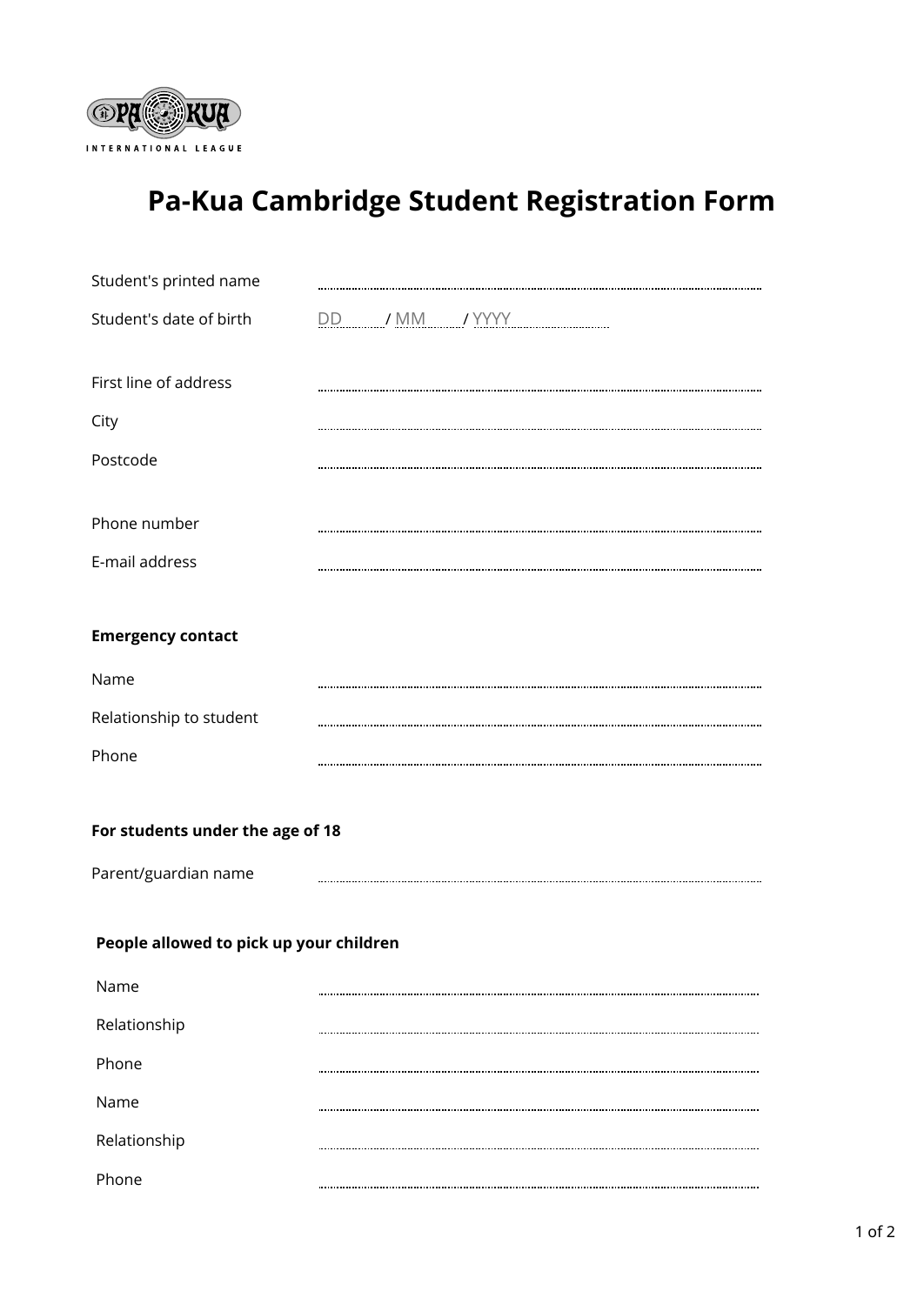PA-KUA INTERNATIONAL LEAGUE

# Pa-Kua Cambridge Student Registration Form

Student's printed name ..............................

Student's date of birth DD / MM / YYYY

First line of address ..............................

City ..............................

Postcode ..............................

Phone number ..............................

E-mail address ..............................

**Emergency contact**

Name ..............................

Relationship to student ..............................

Phone ..............................

**For students under the age of 18**

Parent/guardian name ..............................

**People allowed to pick up your children**

Name ..............................

Relationship ..............................

Phone ..............................

Name ..............................

Relationship ..............................

Phone ..............................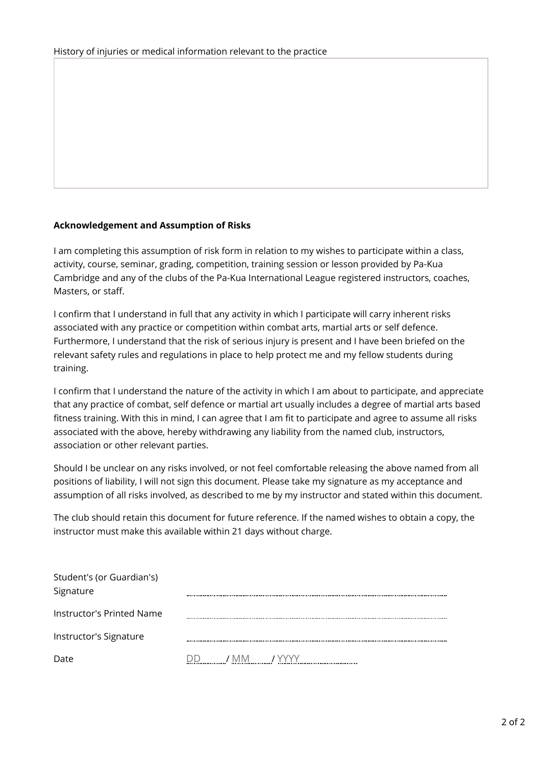History of injuries or medical information relevant to the practice

**Acknowledgement and Assumption of Risks**

I am completing this assumption of risk form in relation to my wishes to participate within a class, activity, course, seminar, grading, competition, training session or lesson provided by Pa-Kua Cambridge and any of the clubs of the Pa-Kua International League registered instructors, coaches, Masters, or staff.

I confirm that I understand in full that any activity in which I participate will carry inherent risks associated with any practice or competition within combat arts, martial arts or self defence. Furthermore, I understand that the risk of serious injury is present and I have been briefed on the relevant safety rules and regulations in place to help protect me and my fellow students during training.

I confirm that I understand the nature of the activity in which I am about to participate, and appreciate that any practice of combat, self defence or martial art usually includes a degree of martial arts based fitness training. With this in mind, I can agree that I am fit to participate and agree to assume all risks associated with the above, hereby withdrawing any liability from the named club, instructors, association or other relevant parties.

Should I be unclear on any risks involved, or not feel comfortable releasing the above named from all positions of liability, I will not sign this document. Please take my signature as my acceptance and assumption of all risks involved, as described to me by my instructor and stated within this document.

The club should retain this document for future reference. If the named wishes to obtain a copy, the instructor must make this available within 21 days without charge.

Student's (or Guardian's) Signature ..............................

Instructor's Printed Name ..............................

Instructor's Signature ..............................

Date DD / MM / YYYY